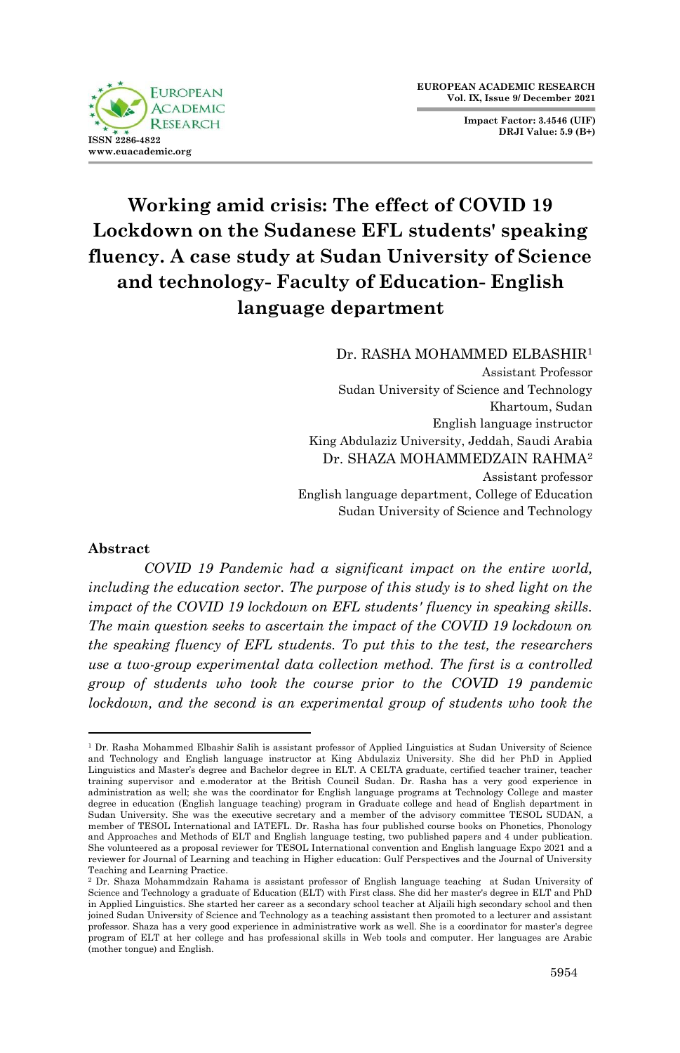# Working amid crisis: The effect of COVID 19 Lockdown on the Sudanese EFL students' speaking fluency. A case study at Sudan University of Science and technology- Faculty of Education- English language department

Dr. RASHA MOHAMMED ELBASHIR[1]
Assistant Professor
Sudan University of Science and Technology
Khartoum, Sudan
English language instructor
King Abdulaziz University, Jeddah, Saudi Arabia

Dr. SHAZA MOHAMMEDZAIN RAHMA[2]
Assistant professor
English language department, College of Education
Sudan University of Science and Technology

## Abstract

*COVID 19 Pandemic had a significant impact on the entire world, including the education sector. The purpose of this study is to shed light on the impact of the COVID 19 lockdown on EFL students' fluency in speaking skills. The main question seeks to ascertain the impact of the COVID 19 lockdown on the speaking fluency of EFL students. To put this to the test, the researchers use a two-group experimental data collection method. The first is a controlled group of students who took the course prior to the COVID 19 pandemic lockdown, and the second is an experimental group of students who took the*

---

[1] Dr. Rasha Mohammed Elbashir Salih is assistant professor of Applied Linguistics at Sudan University of Science and Technology and English language instructor at King Abdulaziz University. She did her PhD in Applied Linguistics and Master's degree and Bachelor degree in ELT. A CELTA graduate, certified teacher trainer, teacher training supervisor and e.moderator at the British Council Sudan. Dr. Rasha has a very good experience in administration as well; she was the coordinator for English language programs at Technology College and master degree in education (English language teaching) program in Graduate college and head of English department in Sudan University. She was the executive secretary and a member of the advisory committee TESOL SUDAN, a member of TESOL International and IATEFL. Dr. Rasha has four published course books on Phonetics, Phonology and Approaches and Methods of ELT and English language testing, two published papers and 4 under publication. She volunteered as a proposal reviewer for TESOL International convention and English language Expo 2021 and a reviewer for Journal of Learning and teaching in Higher education: Gulf Perspectives and the Journal of University Teaching and Learning Practice.

[2] Dr. Shaza Mohammdzain Rahama is assistant professor of English language teaching at Sudan University of Science and Technology a graduate of Education (ELT) with First class. She did her master's degree in ELT and PhD in Applied Linguistics. She started her career as a secondary school teacher at Aljaili high secondary school and then joined Sudan University of Science and Technology as a teaching assistant then promoted to a lecturer and assistant professor. Shaza has a very good experience in administrative work as well. She is a coordinator for master's degree program of ELT at her college and has professional skills in Web tools and computer. Her languages are Arabic (mother tongue) and English.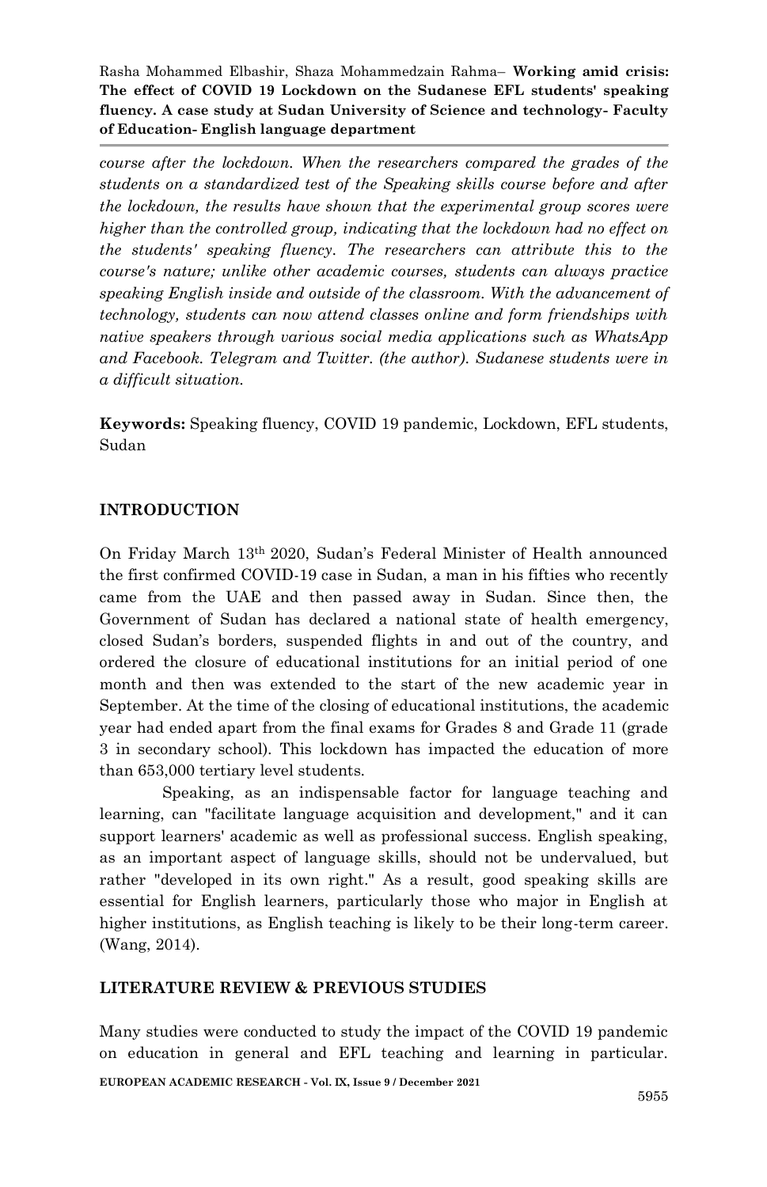*course after the lockdown. When the researchers compared the grades of the students on a standardized test of the Speaking skills course before and after the lockdown, the results have shown that the experimental group scores were higher than the controlled group, indicating that the lockdown had no effect on the students' speaking fluency. The researchers can attribute this to the course's nature; unlike other academic courses, students can always practice speaking English inside and outside of the classroom. With the advancement of technology, students can now attend classes online and form friendships with native speakers through various social media applications such as WhatsApp and Facebook. Telegram and Twitter. (the author). Sudanese students were in a difficult situation.*

**Keywords:** Speaking fluency, COVID 19 pandemic, Lockdown, EFL students, Sudan

## INTRODUCTION

On Friday March 13th 2020, Sudan's Federal Minister of Health announced the first confirmed COVID-19 case in Sudan, a man in his fifties who recently came from the UAE and then passed away in Sudan. Since then, the Government of Sudan has declared a national state of health emergency, closed Sudan's borders, suspended flights in and out of the country, and ordered the closure of educational institutions for an initial period of one month and then was extended to the start of the new academic year in September. At the time of the closing of educational institutions, the academic year had ended apart from the final exams for Grades 8 and Grade 11 (grade 3 in secondary school). This lockdown has impacted the education of more than 653,000 tertiary level students.

Speaking, as an indispensable factor for language teaching and learning, can "facilitate language acquisition and development," and it can support learners' academic as well as professional success. English speaking, as an important aspect of language skills, should not be undervalued, but rather "developed in its own right." As a result, good speaking skills are essential for English learners, particularly those who major in English at higher institutions, as English teaching is likely to be their long-term career. (Wang, 2014).

## LITERATURE REVIEW & PREVIOUS STUDIES

Many studies were conducted to study the impact of the COVID 19 pandemic on education in general and EFL teaching and learning in particular.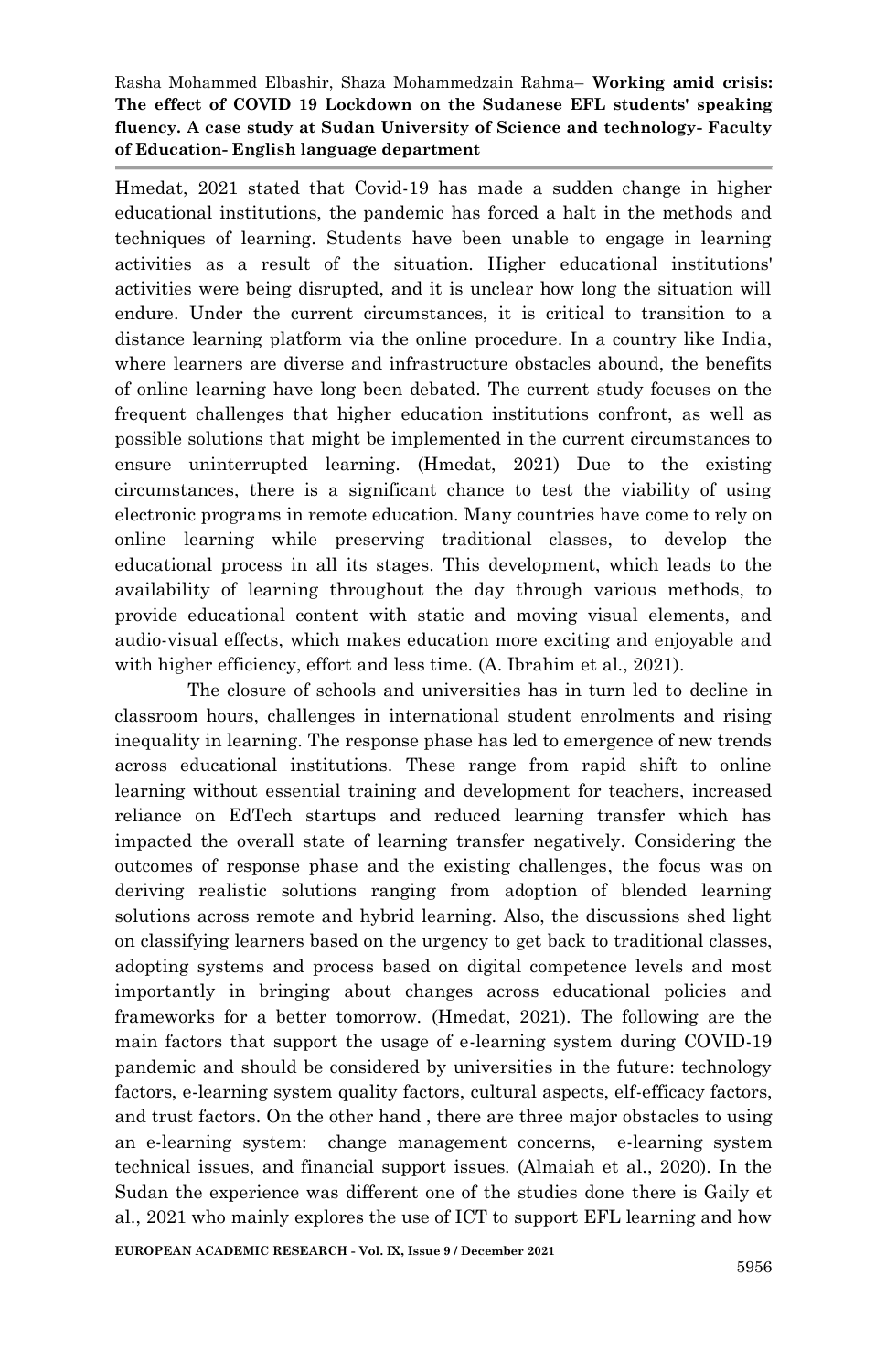Hmedat, 2021 stated that Covid-19 has made a sudden change in higher educational institutions, the pandemic has forced a halt in the methods and techniques of learning. Students have been unable to engage in learning activities as a result of the situation. Higher educational institutions' activities were being disrupted, and it is unclear how long the situation will endure. Under the current circumstances, it is critical to transition to a distance learning platform via the online procedure. In a country like India, where learners are diverse and infrastructure obstacles abound, the benefits of online learning have long been debated. The current study focuses on the frequent challenges that higher education institutions confront, as well as possible solutions that might be implemented in the current circumstances to ensure uninterrupted learning. (Hmedat, 2021) Due to the existing circumstances, there is a significant chance to test the viability of using electronic programs in remote education. Many countries have come to rely on online learning while preserving traditional classes, to develop the educational process in all its stages. This development, which leads to the availability of learning throughout the day through various methods, to provide educational content with static and moving visual elements, and audio-visual effects, which makes education more exciting and enjoyable and with higher efficiency, effort and less time. (A. Ibrahim et al., 2021).

The closure of schools and universities has in turn led to decline in classroom hours, challenges in international student enrolments and rising inequality in learning. The response phase has led to emergence of new trends across educational institutions. These range from rapid shift to online learning without essential training and development for teachers, increased reliance on EdTech startups and reduced learning transfer which has impacted the overall state of learning transfer negatively. Considering the outcomes of response phase and the existing challenges, the focus was on deriving realistic solutions ranging from adoption of blended learning solutions across remote and hybrid learning. Also, the discussions shed light on classifying learners based on the urgency to get back to traditional classes, adopting systems and process based on digital competence levels and most importantly in bringing about changes across educational policies and frameworks for a better tomorrow. (Hmedat, 2021). The following are the main factors that support the usage of e-learning system during COVID-19 pandemic and should be considered by universities in the future: technology factors, e-learning system quality factors, cultural aspects, elf-efficacy factors, and trust factors. On the other hand , there are three major obstacles to using an e-learning system: change management concerns, e-learning system technical issues, and financial support issues. (Almaiah et al., 2020). In the Sudan the experience was different one of the studies done there is Gaily et al., 2021 who mainly explores the use of ICT to support EFL learning and how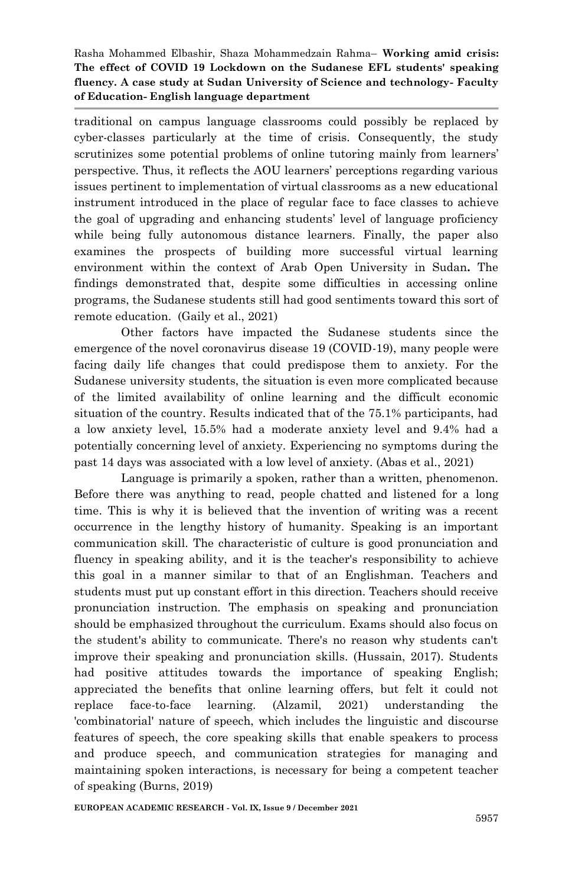traditional on campus language classrooms could possibly be replaced by cyber-classes particularly at the time of crisis. Consequently, the study scrutinizes some potential problems of online tutoring mainly from learners' perspective. Thus, it reflects the AOU learners' perceptions regarding various issues pertinent to implementation of virtual classrooms as a new educational instrument introduced in the place of regular face to face classes to achieve the goal of upgrading and enhancing students' level of language proficiency while being fully autonomous distance learners. Finally, the paper also examines the prospects of building more successful virtual learning environment within the context of Arab Open University in Sudan**.** The findings demonstrated that, despite some difficulties in accessing online programs, the Sudanese students still had good sentiments toward this sort of remote education. (Gaily et al., 2021)

Other factors have impacted the Sudanese students since the emergence of the novel coronavirus disease 19 (COVID-19), many people were facing daily life changes that could predispose them to anxiety. For the Sudanese university students, the situation is even more complicated because of the limited availability of online learning and the difficult economic situation of the country. Results indicated that of the 75.1% participants, had a low anxiety level, 15.5% had a moderate anxiety level and 9.4% had a potentially concerning level of anxiety. Experiencing no symptoms during the past 14 days was associated with a low level of anxiety. (Abas et al., 2021)

Language is primarily a spoken, rather than a written, phenomenon. Before there was anything to read, people chatted and listened for a long time. This is why it is believed that the invention of writing was a recent occurrence in the lengthy history of humanity. Speaking is an important communication skill. The characteristic of culture is good pronunciation and fluency in speaking ability, and it is the teacher's responsibility to achieve this goal in a manner similar to that of an Englishman. Teachers and students must put up constant effort in this direction. Teachers should receive pronunciation instruction. The emphasis on speaking and pronunciation should be emphasized throughout the curriculum. Exams should also focus on the student's ability to communicate. There's no reason why students can't improve their speaking and pronunciation skills. (Hussain, 2017). Students had positive attitudes towards the importance of speaking English; appreciated the benefits that online learning offers, but felt it could not replace face-to-face learning. (Alzamil, 2021) understanding the 'combinatorial' nature of speech, which includes the linguistic and discourse features of speech, the core speaking skills that enable speakers to process and produce speech, and communication strategies for managing and maintaining spoken interactions, is necessary for being a competent teacher of speaking (Burns, 2019)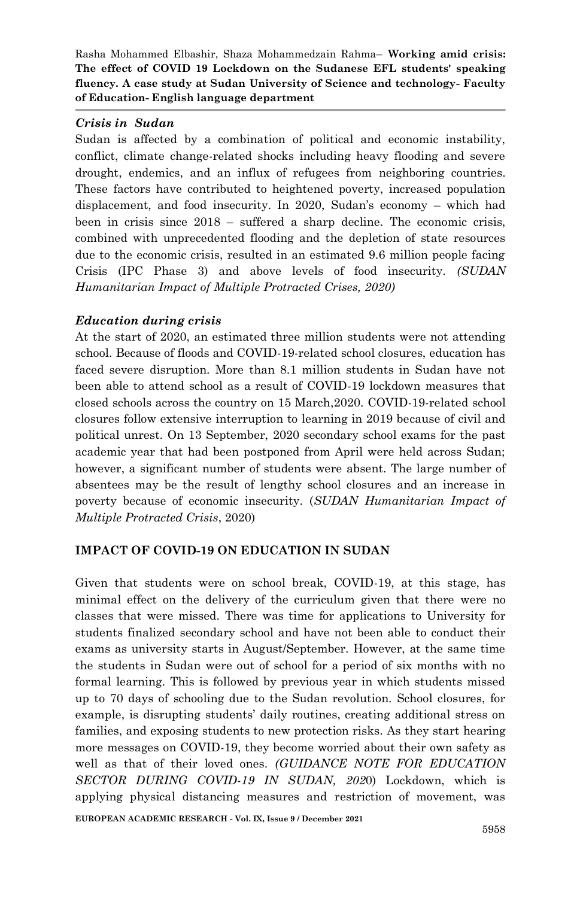### *Crisis in Sudan*

Sudan is affected by a combination of political and economic instability, conflict, climate change-related shocks including heavy flooding and severe drought, endemics, and an influx of refugees from neighboring countries. These factors have contributed to heightened poverty, increased population displacement, and food insecurity. In 2020, Sudan's economy – which had been in crisis since 2018 – suffered a sharp decline. The economic crisis, combined with unprecedented flooding and the depletion of state resources due to the economic crisis, resulted in an estimated 9.6 million people facing Crisis (IPC Phase 3) and above levels of food insecurity. *(SUDAN Humanitarian Impact of Multiple Protracted Crises, 2020)*

### *Education during crisis*

At the start of 2020, an estimated three million students were not attending school. Because of floods and COVID-19-related school closures, education has faced severe disruption. More than 8.1 million students in Sudan have not been able to attend school as a result of COVID-19 lockdown measures that closed schools across the country on 15 March,2020. COVID-19-related school closures follow extensive interruption to learning in 2019 because of civil and political unrest. On 13 September, 2020 secondary school exams for the past academic year that had been postponed from April were held across Sudan; however, a significant number of students were absent. The large number of absentees may be the result of lengthy school closures and an increase in poverty because of economic insecurity. (*SUDAN Humanitarian Impact of Multiple Protracted Crisis*, 2020)

## IMPACT OF COVID-19 ON EDUCATION IN SUDAN

Given that students were on school break, COVID-19, at this stage, has minimal effect on the delivery of the curriculum given that there were no classes that were missed. There was time for applications to University for students finalized secondary school and have not been able to conduct their exams as university starts in August/September. However, at the same time the students in Sudan were out of school for a period of six months with no formal learning. This is followed by previous year in which students missed up to 70 days of schooling due to the Sudan revolution. School closures, for example, is disrupting students' daily routines, creating additional stress on families, and exposing students to new protection risks. As they start hearing more messages on COVID-19, they become worried about their own safety as well as that of their loved ones. *(GUIDANCE NOTE FOR EDUCATION SECTOR DURING COVID-19 IN SUDAN, 202*0) Lockdown, which is applying physical distancing measures and restriction of movement, was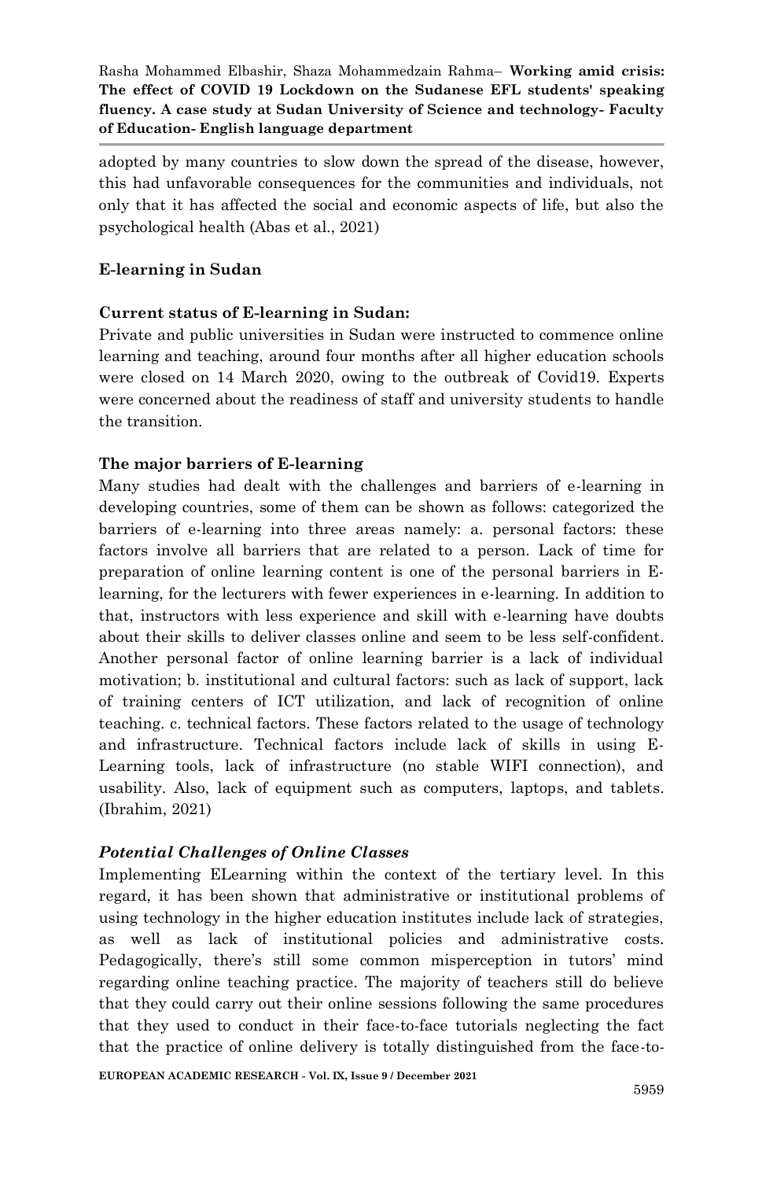adopted by many countries to slow down the spread of the disease, however, this had unfavorable consequences for the communities and individuals, not only that it has affected the social and economic aspects of life, but also the psychological health (Abas et al., 2021)

## E-learning in Sudan

### Current status of E-learning in Sudan:

Private and public universities in Sudan were instructed to commence online learning and teaching, around four months after all higher education schools were closed on 14 March 2020, owing to the outbreak of Covid19. Experts were concerned about the readiness of staff and university students to handle the transition.

### The major barriers of E-learning

Many studies had dealt with the challenges and barriers of e-learning in developing countries, some of them can be shown as follows: categorized the barriers of e-learning into three areas namely: a. personal factors: these factors involve all barriers that are related to a person. Lack of time for preparation of online learning content is one of the personal barriers in E-learning, for the lecturers with fewer experiences in e-learning. In addition to that, instructors with less experience and skill with e-learning have doubts about their skills to deliver classes online and seem to be less self-confident. Another personal factor of online learning barrier is a lack of individual motivation; b. institutional and cultural factors: such as lack of support, lack of training centers of ICT utilization, and lack of recognition of online teaching. c. technical factors. These factors related to the usage of technology and infrastructure. Technical factors include lack of skills in using E-Learning tools, lack of infrastructure (no stable WIFI connection), and usability. Also, lack of equipment such as computers, laptops, and tablets. (Ibrahim, 2021)

### *Potential Challenges of Online Classes*

Implementing ELearning within the context of the tertiary level. In this regard, it has been shown that administrative or institutional problems of using technology in the higher education institutes include lack of strategies, as well as lack of institutional policies and administrative costs. Pedagogically, there's still some common misperception in tutors' mind regarding online teaching practice. The majority of teachers still do believe that they could carry out their online sessions following the same procedures that they used to conduct in their face-to-face tutorials neglecting the fact that the practice of online delivery is totally distinguished from the face-to-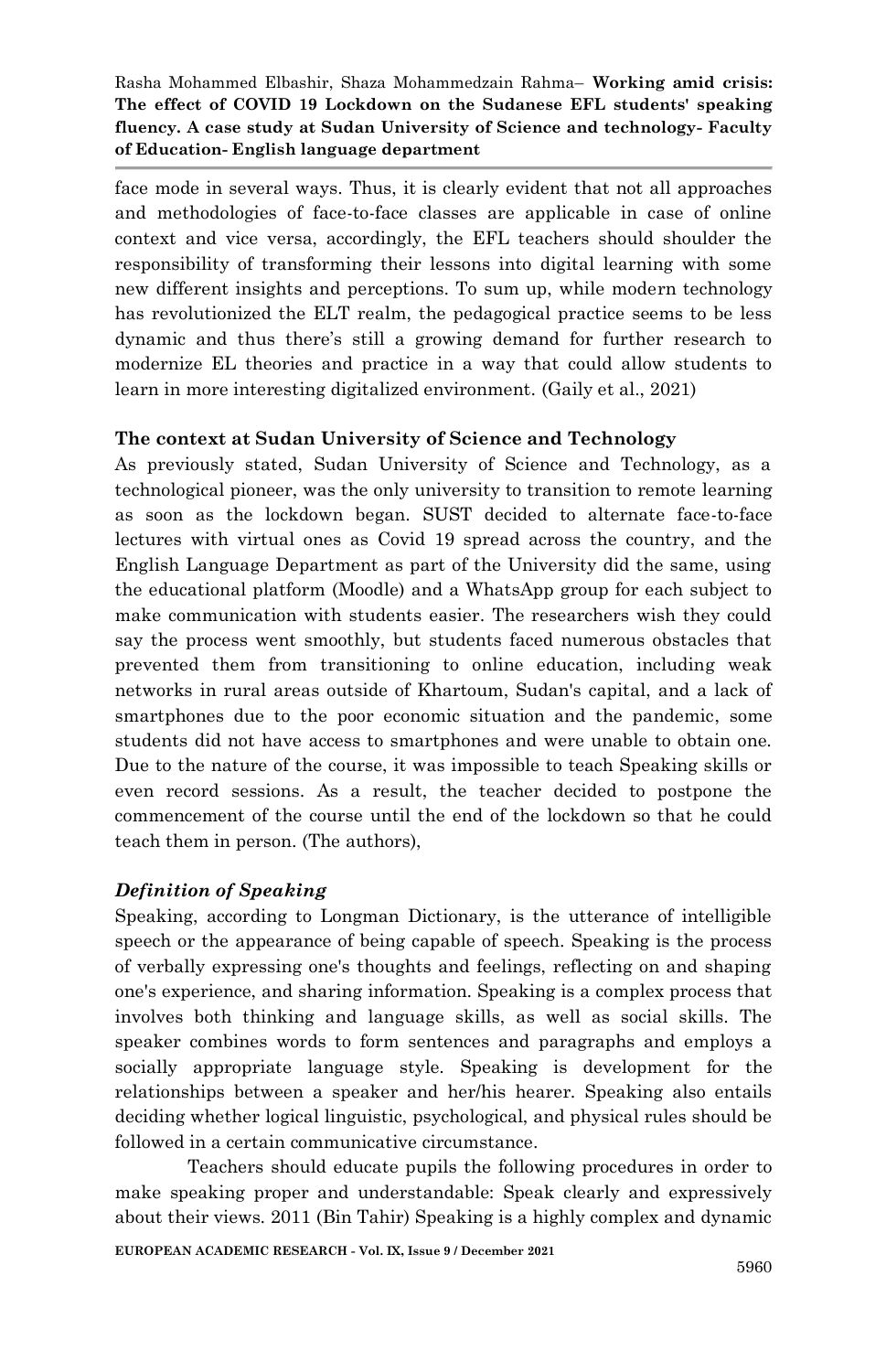face mode in several ways. Thus, it is clearly evident that not all approaches and methodologies of face-to-face classes are applicable in case of online context and vice versa, accordingly, the EFL teachers should shoulder the responsibility of transforming their lessons into digital learning with some new different insights and perceptions. To sum up, while modern technology has revolutionized the ELT realm, the pedagogical practice seems to be less dynamic and thus there's still a growing demand for further research to modernize EL theories and practice in a way that could allow students to learn in more interesting digitalized environment. (Gaily et al., 2021)

**The context at Sudan University of Science and Technology**

As previously stated, Sudan University of Science and Technology, as a technological pioneer, was the only university to transition to remote learning as soon as the lockdown began. SUST decided to alternate face-to-face lectures with virtual ones as Covid 19 spread across the country, and the English Language Department as part of the University did the same, using the educational platform (Moodle) and a WhatsApp group for each subject to make communication with students easier. The researchers wish they could say the process went smoothly, but students faced numerous obstacles that prevented them from transitioning to online education, including weak networks in rural areas outside of Khartoum, Sudan's capital, and a lack of smartphones due to the poor economic situation and the pandemic, some students did not have access to smartphones and were unable to obtain one. Due to the nature of the course, it was impossible to teach Speaking skills or even record sessions. As a result, the teacher decided to postpone the commencement of the course until the end of the lockdown so that he could teach them in person. (The authors),

***Definition of Speaking***

Speaking, according to Longman Dictionary, is the utterance of intelligible speech or the appearance of being capable of speech. Speaking is the process of verbally expressing one's thoughts and feelings, reflecting on and shaping one's experience, and sharing information. Speaking is a complex process that involves both thinking and language skills, as well as social skills. The speaker combines words to form sentences and paragraphs and employs a socially appropriate language style. Speaking is development for the relationships between a speaker and her/his hearer. Speaking also entails deciding whether logical linguistic, psychological, and physical rules should be followed in a certain communicative circumstance.

Teachers should educate pupils the following procedures in order to make speaking proper and understandable: Speak clearly and expressively about their views. 2011 (Bin Tahir) Speaking is a highly complex and dynamic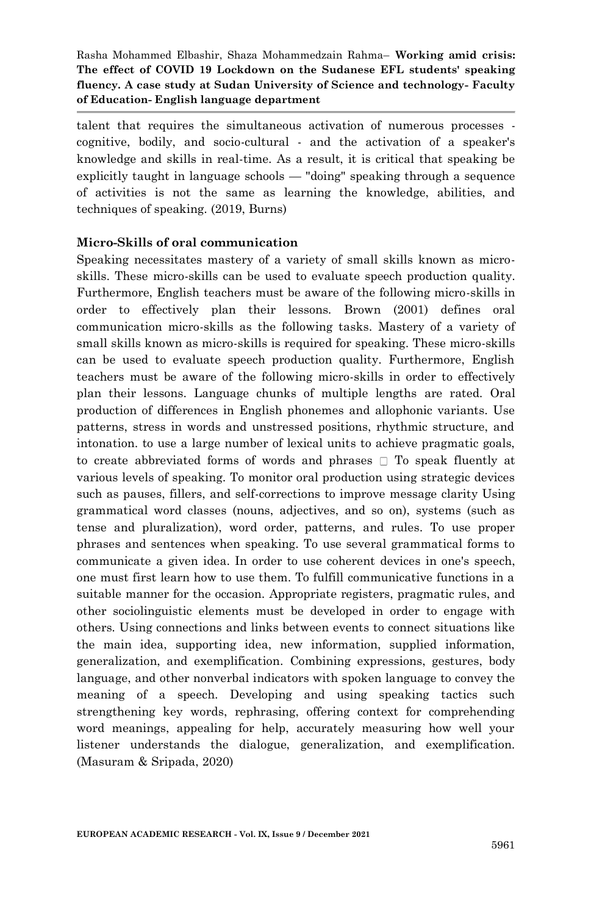talent that requires the simultaneous activation of numerous processes - cognitive, bodily, and socio-cultural - and the activation of a speaker's knowledge and skills in real-time. As a result, it is critical that speaking be explicitly taught in language schools — "doing" speaking through a sequence of activities is not the same as learning the knowledge, abilities, and techniques of speaking. (2019, Burns)

**Micro-Skills of oral communication**

Speaking necessitates mastery of a variety of small skills known as micro-skills. These micro-skills can be used to evaluate speech production quality. Furthermore, English teachers must be aware of the following micro-skills in order to effectively plan their lessons. Brown (2001) defines oral communication micro-skills as the following tasks. Mastery of a variety of small skills known as micro-skills is required for speaking. These micro-skills can be used to evaluate speech production quality. Furthermore, English teachers must be aware of the following micro-skills in order to effectively plan their lessons. Language chunks of multiple lengths are rated. Oral production of differences in English phonemes and allophonic variants. Use patterns, stress in words and unstressed positions, rhythmic structure, and intonation. to use a large number of lexical units to achieve pragmatic goals, to create abbreviated forms of words and phrases  To speak fluently at various levels of speaking. To monitor oral production using strategic devices such as pauses, fillers, and self-corrections to improve message clarity Using grammatical word classes (nouns, adjectives, and so on), systems (such as tense and pluralization), word order, patterns, and rules. To use proper phrases and sentences when speaking. To use several grammatical forms to communicate a given idea. In order to use coherent devices in one's speech, one must first learn how to use them. To fulfill communicative functions in a suitable manner for the occasion. Appropriate registers, pragmatic rules, and other sociolinguistic elements must be developed in order to engage with others. Using connections and links between events to connect situations like the main idea, supporting idea, new information, supplied information, generalization, and exemplification. Combining expressions, gestures, body language, and other nonverbal indicators with spoken language to convey the meaning of a speech. Developing and using speaking tactics such strengthening key words, rephrasing, offering context for comprehending word meanings, appealing for help, accurately measuring how well your listener understands the dialogue, generalization, and exemplification. (Masuram & Sripada, 2020)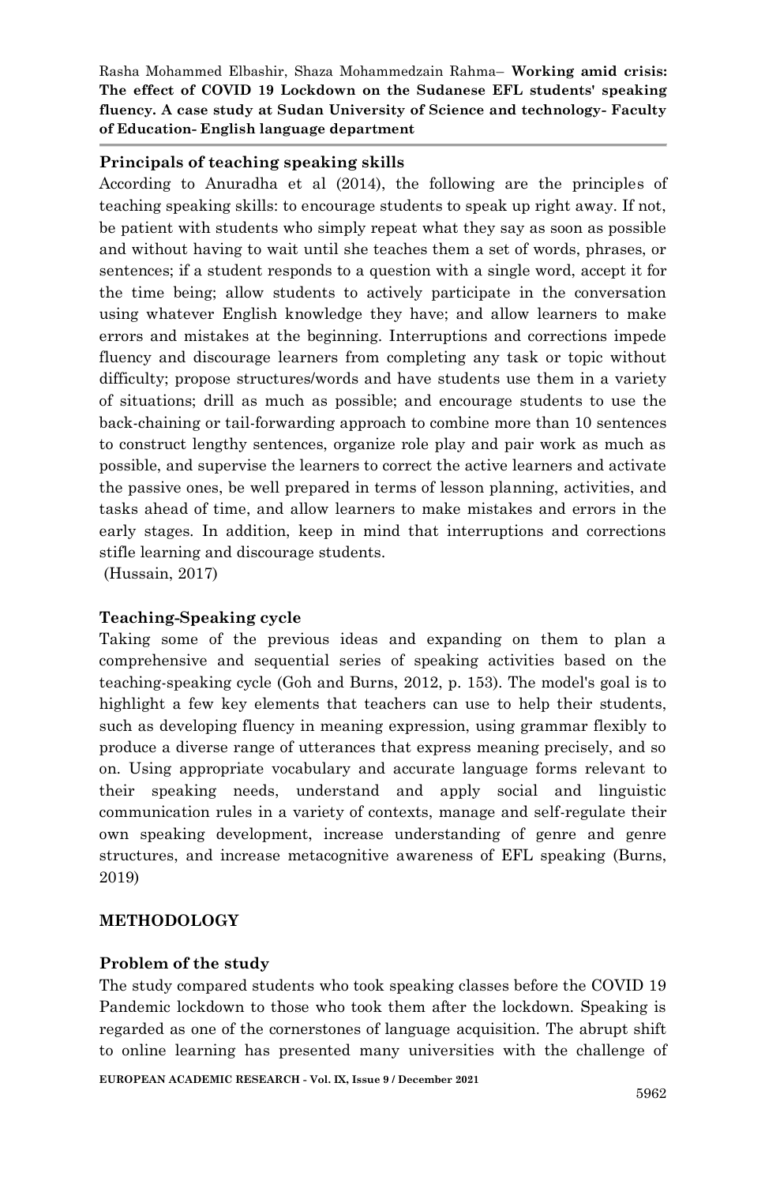### Principals of teaching speaking skills

According to Anuradha et al (2014), the following are the principles of teaching speaking skills: to encourage students to speak up right away. If not, be patient with students who simply repeat what they say as soon as possible and without having to wait until she teaches them a set of words, phrases, or sentences; if a student responds to a question with a single word, accept it for the time being; allow students to actively participate in the conversation using whatever English knowledge they have; and allow learners to make errors and mistakes at the beginning. Interruptions and corrections impede fluency and discourage learners from completing any task or topic without difficulty; propose structures/words and have students use them in a variety of situations; drill as much as possible; and encourage students to use the back-chaining or tail-forwarding approach to combine more than 10 sentences to construct lengthy sentences, organize role play and pair work as much as possible, and supervise the learners to correct the active learners and activate the passive ones, be well prepared in terms of lesson planning, activities, and tasks ahead of time, and allow learners to make mistakes and errors in the early stages. In addition, keep in mind that interruptions and corrections stifle learning and discourage students.

(Hussain, 2017)

### Teaching-Speaking cycle

Taking some of the previous ideas and expanding on them to plan a comprehensive and sequential series of speaking activities based on the teaching-speaking cycle (Goh and Burns, 2012, p. 153). The model's goal is to highlight a few key elements that teachers can use to help their students, such as developing fluency in meaning expression, using grammar flexibly to produce a diverse range of utterances that express meaning precisely, and so on. Using appropriate vocabulary and accurate language forms relevant to their speaking needs, understand and apply social and linguistic communication rules in a variety of contexts, manage and self-regulate their own speaking development, increase understanding of genre and genre structures, and increase metacognitive awareness of EFL speaking (Burns, 2019)

## METHODOLOGY

### Problem of the study

The study compared students who took speaking classes before the COVID 19 Pandemic lockdown to those who took them after the lockdown. Speaking is regarded as one of the cornerstones of language acquisition. The abrupt shift to online learning has presented many universities with the challenge of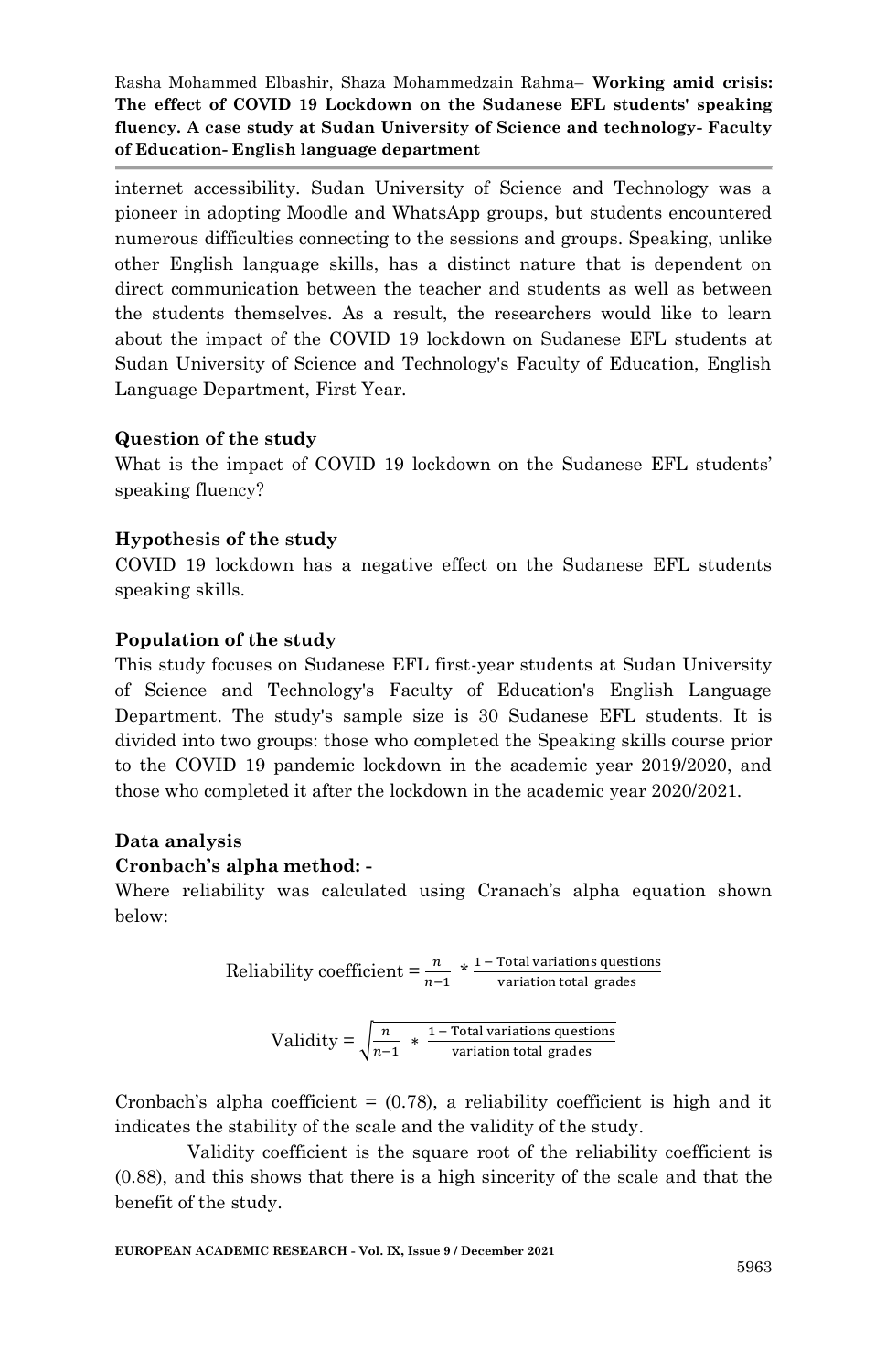internet accessibility. Sudan University of Science and Technology was a pioneer in adopting Moodle and WhatsApp groups, but students encountered numerous difficulties connecting to the sessions and groups. Speaking, unlike other English language skills, has a distinct nature that is dependent on direct communication between the teacher and students as well as between the students themselves. As a result, the researchers would like to learn about the impact of the COVID 19 lockdown on Sudanese EFL students at Sudan University of Science and Technology's Faculty of Education, English Language Department, First Year.

**Question of the study**

What is the impact of COVID 19 lockdown on the Sudanese EFL students' speaking fluency?

**Hypothesis of the study**

COVID 19 lockdown has a negative effect on the Sudanese EFL students speaking skills.

**Population of the study**

This study focuses on Sudanese EFL first-year students at Sudan University of Science and Technology's Faculty of Education's English Language Department. The study's sample size is 30 Sudanese EFL students. It is divided into two groups: those who completed the Speaking skills course prior to the COVID 19 pandemic lockdown in the academic year 2019/2020, and those who completed it after the lockdown in the academic year 2020/2021.

**Data analysis**

**Cronbach's alpha method: -**

Where reliability was calculated using Cranach's alpha equation shown below:

$$\text{Reliability coefficient} = \frac{n}{n-1} * \frac{1 - \text{Total variations questions}}{\text{variation total grades}}$$

$$\text{Validity} = \sqrt{\frac{n}{n-1} * \frac{1 - \text{Total variations questions}}{\text{variation total grades}}}$$

Cronbach's alpha coefficient = (0.78), a reliability coefficient is high and it indicates the stability of the scale and the validity of the study.

Validity coefficient is the square root of the reliability coefficient is (0.88), and this shows that there is a high sincerity of the scale and that the benefit of the study.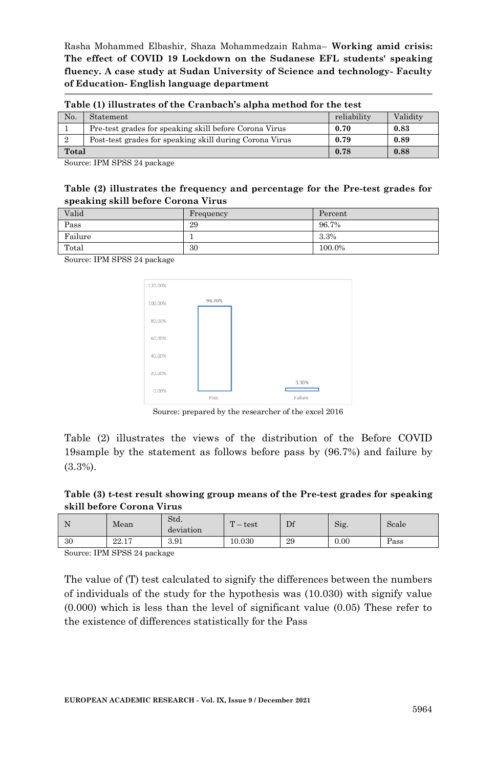**Table (1) illustrates of the Cranbach's alpha method for the test**

| No. | Statement | reliability | Validity |
|---|---|---|---|
| 1 | Pre-test grades for speaking skill before Corona Virus | **0.70** | **0.83** |
| 2 | Post-test grades for speaking skill during Corona Virus | **0.79** | **0.89** |
| **Total** | | **0.78** | **0.88** |

Source: IPM SPSS 24 package

**Table (2) illustrates the frequency and percentage for the Pre-test grades for speaking skill before Corona Virus**

| Valid | Frequency | Percent |
|---|---|---|
| Pass | 29 | 96.7% |
| Failure | 1 | 3.3% |
| Total | 30 | 100.0% |

Source: IPM SPSS 24 package

Source: prepared by the researcher of the excel 2016

Table (2) illustrates the views of the distribution of the Before COVID 19sample by the statement as follows before pass by (96.7%) and failure by (3.3%).

**Table (3) t-test result showing group means of the Pre-test grades for speaking skill before Corona Virus**

| N | Mean | Std. deviation | T – test | Df | Sig. | Scale |
|---|---|---|---|---|---|---|
| 30 | 22.17 | 3.91 | 10.030 | 29 | 0.00 | Pass |

Source: IPM SPSS 24 package

The value of (T) test calculated to signify the differences between the numbers of individuals of the study for the hypothesis was (10.030) with signify value (0.000) which is less than the level of significant value (0.05) These refer to the existence of differences statistically for the Pass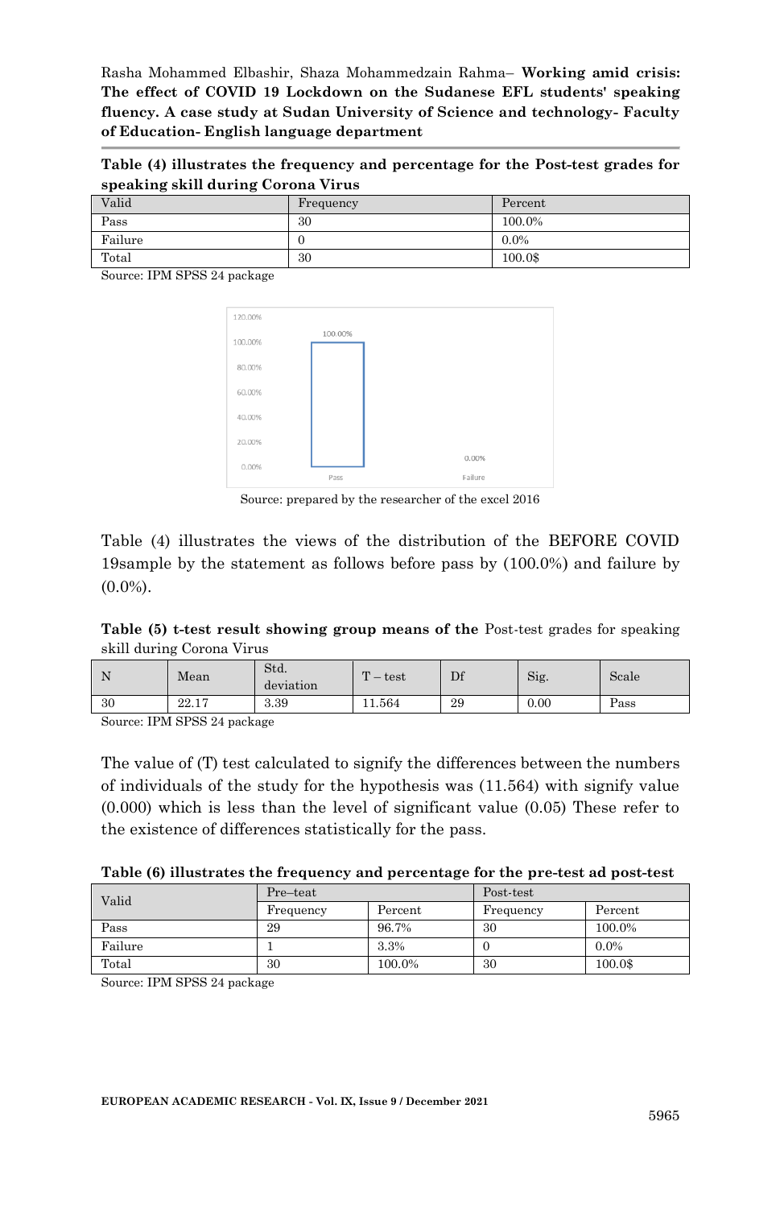**Table (4) illustrates the frequency and percentage for the Post-test grades for speaking skill during Corona Virus**

| Valid | Frequency | Percent |
|---|---|---|
| Pass | 30 | 100.0% |
| Failure | 0 | 0.0% |
| Total | 30 | 100.0$ |

Source: IPM SPSS 24 package

Source: prepared by the researcher of the excel 2016

Table (4) illustrates the views of the distribution of the BEFORE COVID 19sample by the statement as follows before pass by (100.0%) and failure by (0.0%).

**Table (5) t-test result showing group means of the** Post-test grades for speaking skill during Corona Virus

| N | Mean | Std. deviation | T – test | Df | Sig. | Scale |
|---|---|---|---|---|---|---|
| 30 | 22.17 | 3.39 | 11.564 | 29 | 0.00 | Pass |

Source: IPM SPSS 24 package

The value of (T) test calculated to signify the differences between the numbers of individuals of the study for the hypothesis was (11.564) with signify value (0.000) which is less than the level of significant value (0.05) These refer to the existence of differences statistically for the pass.

**Table (6) illustrates the frequency and percentage for the pre-test ad post-test**

| Valid | Pre–teat | | Post-test | |
|---|---|---|---|---|
| | Frequency | Percent | Frequency | Percent |
| Pass | 29 | 96.7% | 30 | 100.0% |
| Failure | 1 | 3.3% | 0 | 0.0% |
| Total | 30 | 100.0% | 30 | 100.0$ |

Source: IPM SPSS 24 package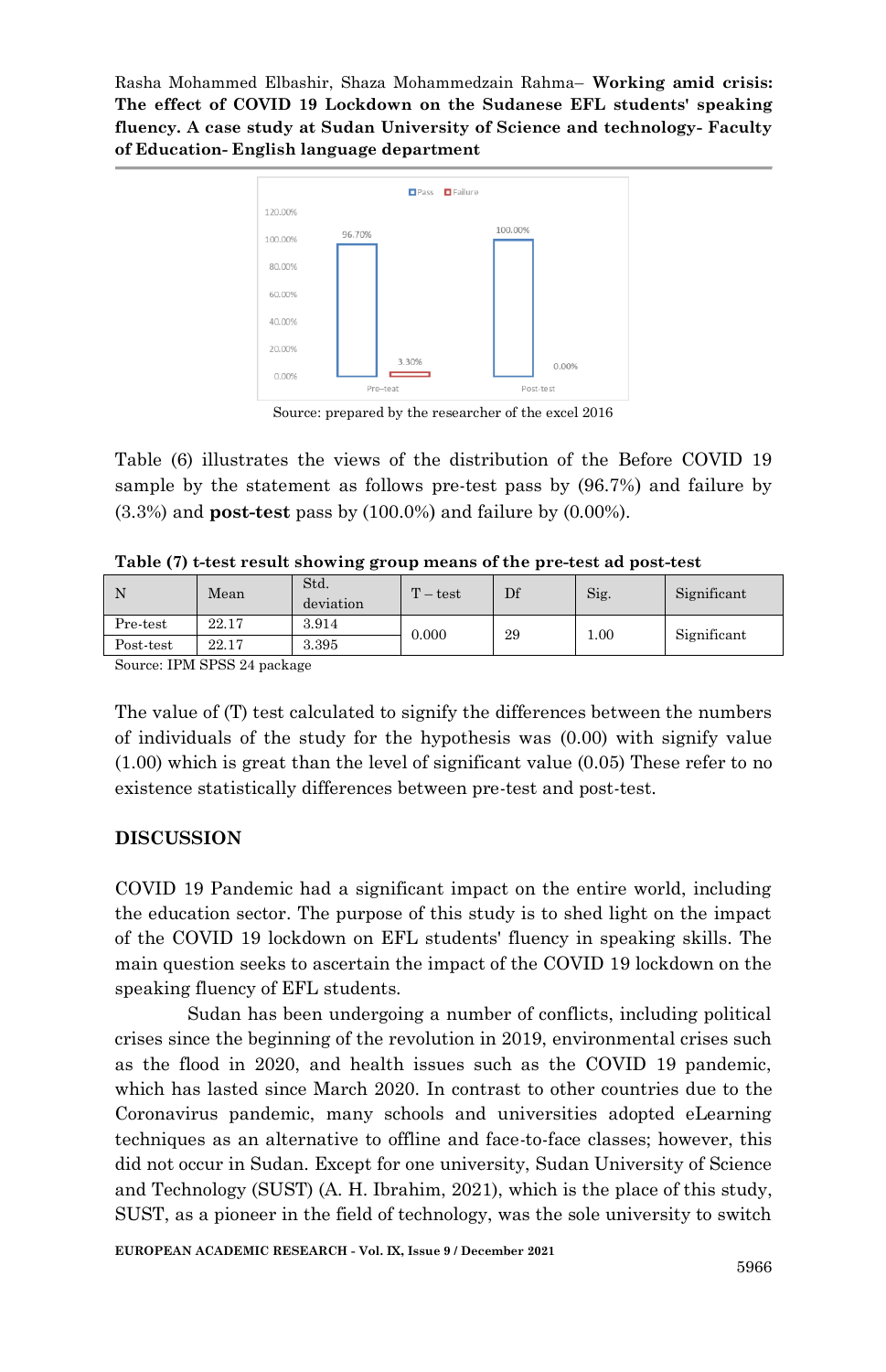Source: prepared by the researcher of the excel 2016

Table (6) illustrates the views of the distribution of the Before COVID 19 sample by the statement as follows pre-test pass by (96.7%) and failure by (3.3%) and **post-test** pass by (100.0%) and failure by (0.00%).

**Table (7) t-test result showing group means of the pre-test ad post-test**

| N | Mean | Std. deviation | T – test | Df | Sig. | Significant |
|---|---|---|---|---|---|---|
| Pre-test | 22.17 | 3.914 | 0.000 | 29 | 1.00 | Significant |
| Post-test | 22.17 | 3.395 | | | | |

Source: IPM SPSS 24 package

The value of (T) test calculated to signify the differences between the numbers of individuals of the study for the hypothesis was (0.00) with signify value (1.00) which is great than the level of significant value (0.05) These refer to no existence statistically differences between pre-test and post-test.

## DISCUSSION

COVID 19 Pandemic had a significant impact on the entire world, including the education sector. The purpose of this study is to shed light on the impact of the COVID 19 lockdown on EFL students' fluency in speaking skills. The main question seeks to ascertain the impact of the COVID 19 lockdown on the speaking fluency of EFL students.

Sudan has been undergoing a number of conflicts, including political crises since the beginning of the revolution in 2019, environmental crises such as the flood in 2020, and health issues such as the COVID 19 pandemic, which has lasted since March 2020. In contrast to other countries due to the Coronavirus pandemic, many schools and universities adopted eLearning techniques as an alternative to offline and face-to-face classes; however, this did not occur in Sudan. Except for one university, Sudan University of Science and Technology (SUST) (A. H. Ibrahim, 2021), which is the place of this study, SUST, as a pioneer in the field of technology, was the sole university to switch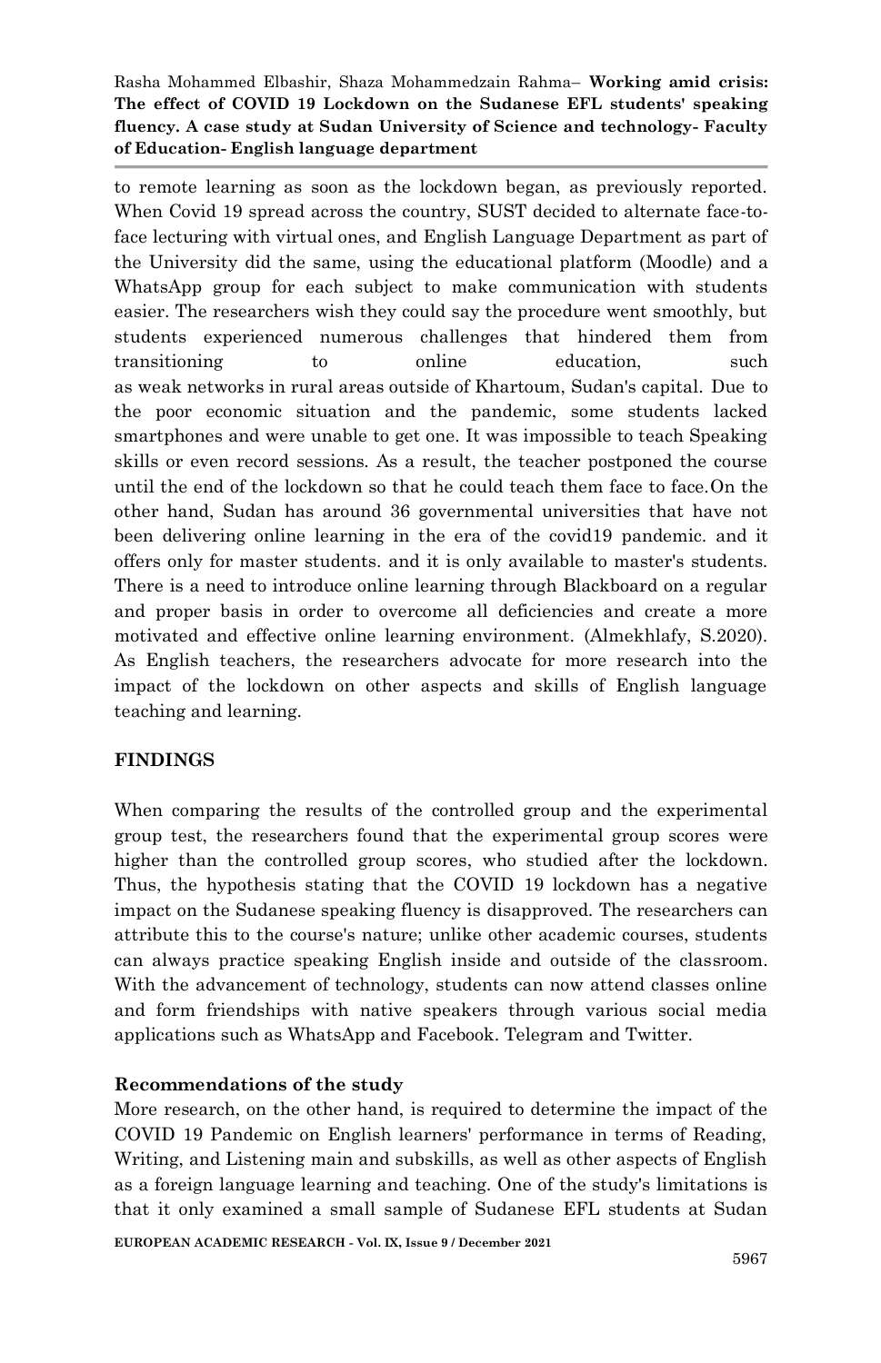to remote learning as soon as the lockdown began, as previously reported. When Covid 19 spread across the country, SUST decided to alternate face-to-face lecturing with virtual ones, and English Language Department as part of the University did the same, using the educational platform (Moodle) and a WhatsApp group for each subject to make communication with students easier. The researchers wish they could say the procedure went smoothly, but students experienced numerous challenges that hindered them from transitioning to online education, such as weak networks in rural areas outside of Khartoum, Sudan's capital. Due to the poor economic situation and the pandemic, some students lacked smartphones and were unable to get one. It was impossible to teach Speaking skills or even record sessions. As a result, the teacher postponed the course until the end of the lockdown so that he could teach them face to face.On the other hand, Sudan has around 36 governmental universities that have not been delivering online learning in the era of the covid19 pandemic. and it offers only for master students. and it is only available to master's students. There is a need to introduce online learning through Blackboard on a regular and proper basis in order to overcome all deficiencies and create a more motivated and effective online learning environment. (Almekhlafy, S.2020). As English teachers, the researchers advocate for more research into the impact of the lockdown on other aspects and skills of English language teaching and learning.

## FINDINGS

When comparing the results of the controlled group and the experimental group test, the researchers found that the experimental group scores were higher than the controlled group scores, who studied after the lockdown. Thus, the hypothesis stating that the COVID 19 lockdown has a negative impact on the Sudanese speaking fluency is disapproved. The researchers can attribute this to the course's nature; unlike other academic courses, students can always practice speaking English inside and outside of the classroom. With the advancement of technology, students can now attend classes online and form friendships with native speakers through various social media applications such as WhatsApp and Facebook. Telegram and Twitter.

### Recommendations of the study

More research, on the other hand, is required to determine the impact of the COVID 19 Pandemic on English learners' performance in terms of Reading, Writing, and Listening main and subskills, as well as other aspects of English as a foreign language learning and teaching. One of the study's limitations is that it only examined a small sample of Sudanese EFL students at Sudan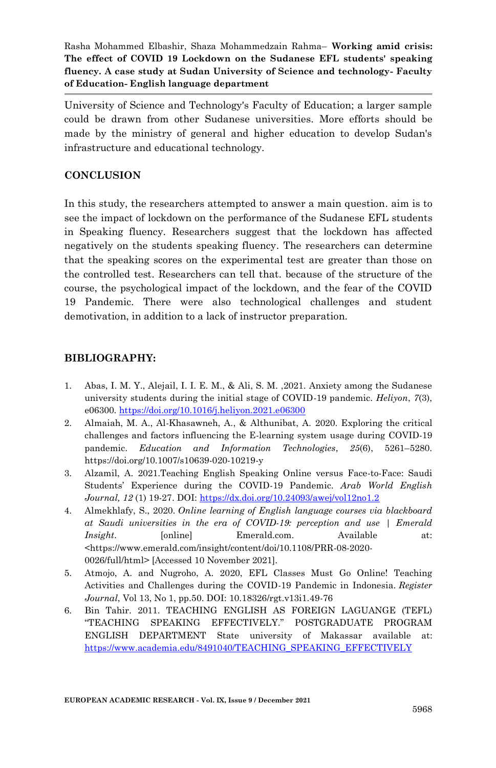University of Science and Technology's Faculty of Education; a larger sample could be drawn from other Sudanese universities. More efforts should be made by the ministry of general and higher education to develop Sudan's infrastructure and educational technology.

## CONCLUSION

In this study, the researchers attempted to answer a main question. aim is to see the impact of lockdown on the performance of the Sudanese EFL students in Speaking fluency. Researchers suggest that the lockdown has affected negatively on the students speaking fluency. The researchers can determine that the speaking scores on the experimental test are greater than those on the controlled test. Researchers can tell that. because of the structure of the course, the psychological impact of the lockdown, and the fear of the COVID 19 Pandemic. There were also technological challenges and student demotivation, in addition to a lack of instructor preparation.

## BIBLIOGRAPHY:

1. Abas, I. M. Y., Alejail, I. I. E. M., & Ali, S. M. ,2021. Anxiety among the Sudanese university students during the initial stage of COVID-19 pandemic. *Heliyon*, *7*(3), e06300. https://doi.org/10.1016/j.heliyon.2021.e06300
2. Almaiah, M. A., Al-Khasawneh, A., & Althunibat, A. 2020. Exploring the critical challenges and factors influencing the E-learning system usage during COVID-19 pandemic. *Education and Information Technologies*, *25*(6), 5261–5280. https://doi.org/10.1007/s10639-020-10219-y
3. Alzamil, A. 2021.Teaching English Speaking Online versus Face-to-Face: Saudi Students' Experience during the COVID-19 Pandemic. *Arab World English Journal, 12* (1) 19-27. DOI: https://dx.doi.org/10.24093/awej/vol12no1.2
4. Almekhlafy, S., 2020. *Online learning of English language courses via blackboard at Saudi universities in the era of COVID-19: perception and use | Emerald Insight*. [online] Emerald.com. Available at: <https://www.emerald.com/insight/content/doi/10.1108/PRR-08-2020-0026/full/html> [Accessed 10 November 2021].
5. Atmojo, A. and Nugroho, A. 2020, EFL Classes Must Go Online! Teaching Activities and Challenges during the COVID-19 Pandemic in Indonesia. *Register Journal*, Vol 13, No 1, pp.50. DOI: 10.18326/rgt.v13i1.49-76
6. Bin Tahir. 2011. TEACHING ENGLISH AS FOREIGN LAGUANGE (TEFL) "TEACHING SPEAKING EFFECTIVELY." POSTGRADUATE PROGRAM ENGLISH DEPARTMENT State university of Makassar available at: https://www.academia.edu/8491040/TEACHING_SPEAKING_EFFECTIVELY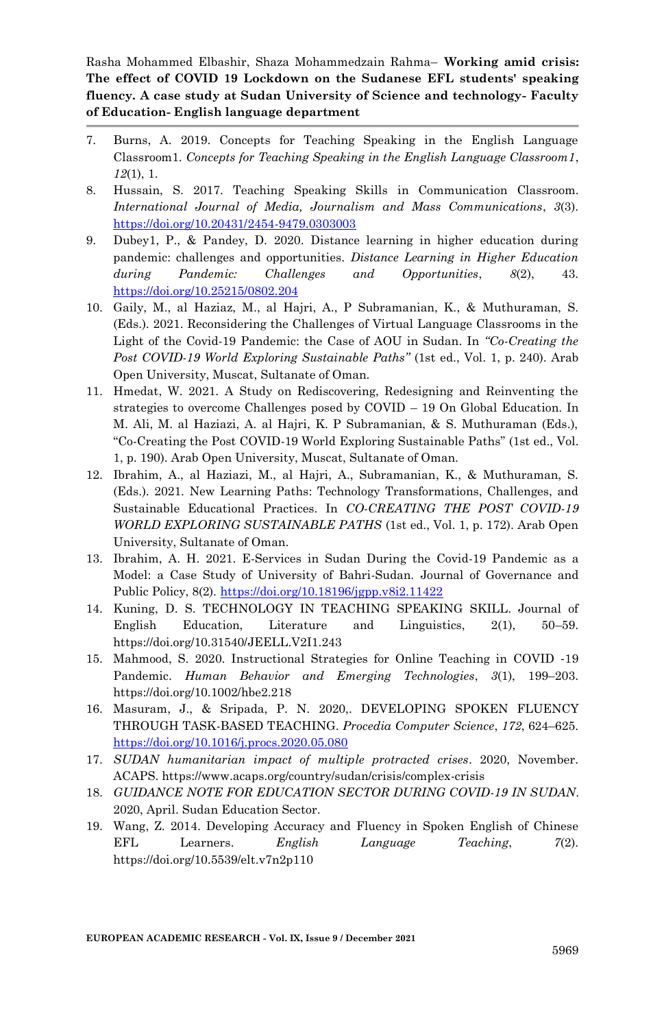7. Burns, A. 2019. Concepts for Teaching Speaking in the English Language Classroom1. *Concepts for Teaching Speaking in the English Language Classroom1*, *12*(1), 1.
8. Hussain, S. 2017. Teaching Speaking Skills in Communication Classroom. *International Journal of Media, Journalism and Mass Communications*, *3*(3). https://doi.org/10.20431/2454-9479.0303003
9. Dubey1, P., & Pandey, D. 2020. Distance learning in higher education during pandemic: challenges and opportunities. *Distance Learning in Higher Education during Pandemic: Challenges and Opportunities*, *8*(2), 43. https://doi.org/10.25215/0802.204
10. Gaily, M., al Haziaz, M., al Hajri, A., P Subramanian, K., & Muthuraman, S. (Eds.). 2021. Reconsidering the Challenges of Virtual Language Classrooms in the Light of the Covid-19 Pandemic: the Case of AOU in Sudan. In *"Co-Creating the Post COVID-19 World Exploring Sustainable Paths"* (1st ed., Vol. 1, p. 240). Arab Open University, Muscat, Sultanate of Oman.
11. Hmedat, W. 2021. A Study on Rediscovering, Redesigning and Reinventing the strategies to overcome Challenges posed by COVID – 19 On Global Education. In M. Ali, M. al Haziazi, A. al Hajri, K. P Subramanian, & S. Muthuraman (Eds.), "Co-Creating the Post COVID-19 World Exploring Sustainable Paths" (1st ed., Vol. 1, p. 190). Arab Open University, Muscat, Sultanate of Oman.
12. Ibrahim, A., al Haziazi, M., al Hajri, A., Subramanian, K., & Muthuraman, S. (Eds.). 2021. New Learning Paths: Technology Transformations, Challenges, and Sustainable Educational Practices. In *CO-CREATING THE POST COVID-19 WORLD EXPLORING SUSTAINABLE PATHS* (1st ed., Vol. 1, p. 172). Arab Open University, Sultanate of Oman.
13. Ibrahim, A. H. 2021. E-Services in Sudan During the Covid-19 Pandemic as a Model: a Case Study of University of Bahri-Sudan. Journal of Governance and Public Policy, 8(2). https://doi.org/10.18196/jgpp.v8i2.11422
14. Kuning, D. S. TECHNOLOGY IN TEACHING SPEAKING SKILL. Journal of English Education, Literature and Linguistics, 2(1), 50–59. https://doi.org/10.31540/JEELL.V2I1.243
15. Mahmood, S. 2020. Instructional Strategies for Online Teaching in COVID -19 Pandemic. *Human Behavior and Emerging Technologies*, *3*(1), 199–203. https://doi.org/10.1002/hbe2.218
16. Masuram, J., & Sripada, P. N. 2020,. DEVELOPING SPOKEN FLUENCY THROUGH TASK-BASED TEACHING. *Procedia Computer Science*, *172*, 624–625. https://doi.org/10.1016/j.procs.2020.05.080
17. *SUDAN humanitarian impact of multiple protracted crises*. 2020, November. ACAPS. https://www.acaps.org/country/sudan/crisis/complex-crisis
18. *GUIDANCE NOTE FOR EDUCATION SECTOR DURING COVID-19 IN SUDAN*. 2020, April. Sudan Education Sector.
19. Wang, Z. 2014. Developing Accuracy and Fluency in Spoken English of Chinese EFL Learners. *English Language Teaching*, *7*(2). https://doi.org/10.5539/elt.v7n2p110